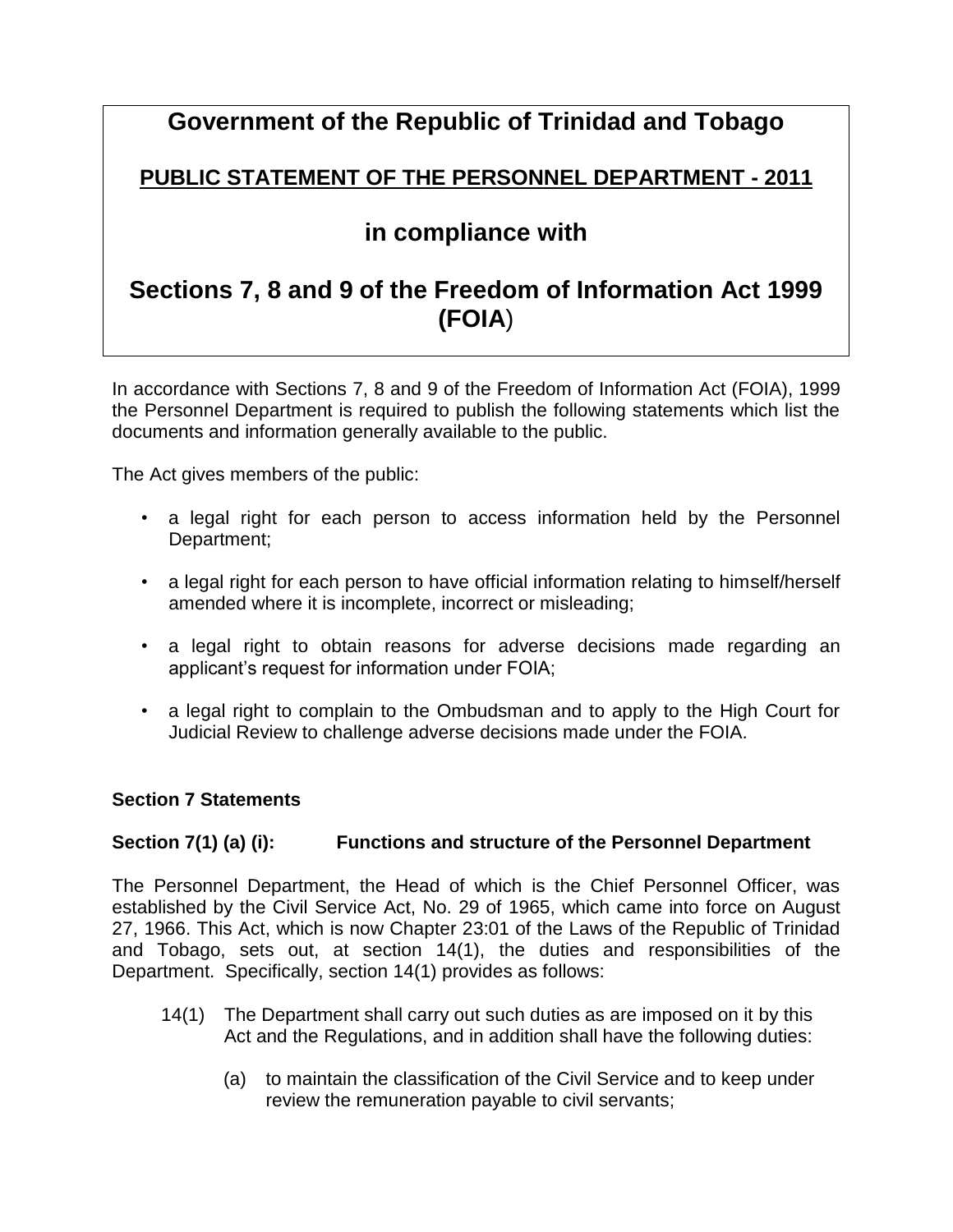# Government of the Republic of Trinidad and Tobago

## PUBLIC STATEMENT OF THE PERSONNEL DEPARTMENT - 2011

## in compliance with

## Sections 7, 8 and 9 of the Freedom of Information Act 1999 (FOIA)

In accordance with Sections 7, 8 and 9 of the Freedom of Information Act (FOIA), 1999 the Personnel Department is required to publish the following statements which list the documents and information generally available to the public.

The Act gives members of the public:

- a legal right for each person to access information held by the Personnel Department;
- a legal right for each person to have official information relating to himself/herself amended where it is incomplete, incorrect or misleading;
- a legal right to obtain reasons for adverse decisions made regarding an applicant's request for information under FOIA;
- a legal right to complain to the Ombudsman and to apply to the High Court for Judicial Review to challenge adverse decisions made under the FOIA.

**Section 7 Statements**

**Section 7(1) (a) (i): Functions and structure of the Personnel Department**

The Personnel Department, the Head of which is the Chief Personnel Officer, was established by the Civil Service Act, No. 29 of 1965, which came into force on August 27, 1966. This Act, which is now Chapter 23:01 of the Laws of the Republic of Trinidad and Tobago, sets out, at section 14(1), the duties and responsibilities of the Department. Specifically, section 14(1) provides as follows:

> 14(1) The Department shall carry out such duties as are imposed on it by this Act and the Regulations, and in addition shall have the following duties:
>
> (a) to maintain the classification of the Civil Service and to keep under review the remuneration payable to civil servants;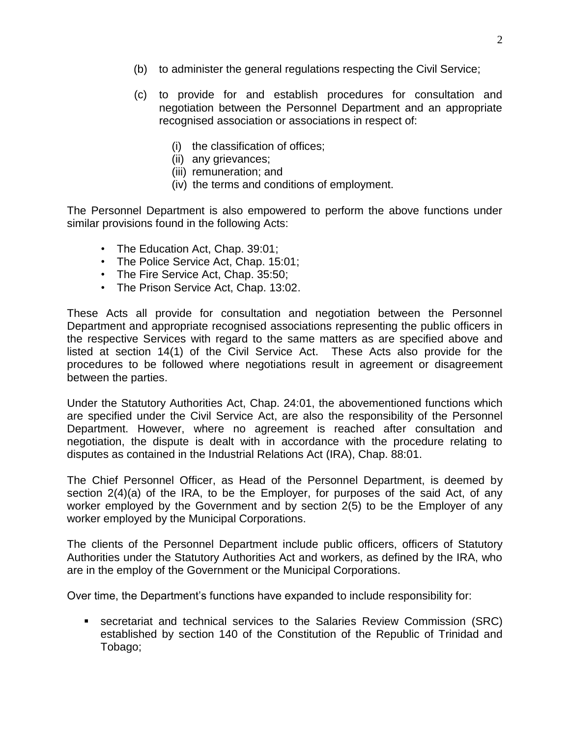(b) to administer the general regulations respecting the Civil Service;

(c) to provide for and establish procedures for consultation and negotiation between the Personnel Department and an appropriate recognised association or associations in respect of:

   (i) the classification of offices;
   (ii) any grievances;
   (iii) remuneration; and
   (iv) the terms and conditions of employment.

The Personnel Department is also empowered to perform the above functions under similar provisions found in the following Acts:

- The Education Act, Chap. 39:01;
- The Police Service Act, Chap. 15:01;
- The Fire Service Act, Chap. 35:50;
- The Prison Service Act, Chap. 13:02.

These Acts all provide for consultation and negotiation between the Personnel Department and appropriate recognised associations representing the public officers in the respective Services with regard to the same matters as are specified above and listed at section 14(1) of the Civil Service Act. These Acts also provide for the procedures to be followed where negotiations result in agreement or disagreement between the parties.

Under the Statutory Authorities Act, Chap. 24:01, the abovementioned functions which are specified under the Civil Service Act, are also the responsibility of the Personnel Department. However, where no agreement is reached after consultation and negotiation, the dispute is dealt with in accordance with the procedure relating to disputes as contained in the Industrial Relations Act (IRA), Chap. 88:01.

The Chief Personnel Officer, as Head of the Personnel Department, is deemed by section 2(4)(a) of the IRA, to be the Employer, for purposes of the said Act, of any worker employed by the Government and by section 2(5) to be the Employer of any worker employed by the Municipal Corporations.

The clients of the Personnel Department include public officers, officers of Statutory Authorities under the Statutory Authorities Act and workers, as defined by the IRA, who are in the employ of the Government or the Municipal Corporations.

Over time, the Department's functions have expanded to include responsibility for:

- secretariat and technical services to the Salaries Review Commission (SRC) established by section 140 of the Constitution of the Republic of Trinidad and Tobago;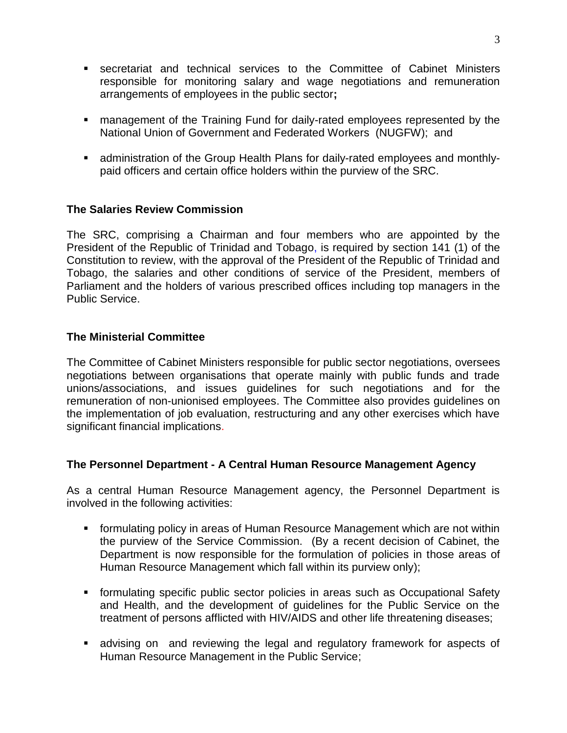- secretariat and technical services to the Committee of Cabinet Ministers responsible for monitoring salary and wage negotiations and remuneration arrangements of employees in the public sector**;**

- management of the Training Fund for daily-rated employees represented by the National Union of Government and Federated Workers (NUGFW); and

- administration of the Group Health Plans for daily-rated employees and monthly-paid officers and certain office holders within the purview of the SRC.

**The Salaries Review Commission**

The SRC, comprising a Chairman and four members who are appointed by the President of the Republic of Trinidad and Tobago, is required by section 141 (1) of the Constitution to review, with the approval of the President of the Republic of Trinidad and Tobago, the salaries and other conditions of service of the President, members of Parliament and the holders of various prescribed offices including top managers in the Public Service.

**The Ministerial Committee**

The Committee of Cabinet Ministers responsible for public sector negotiations, oversees negotiations between organisations that operate mainly with public funds and trade unions/associations, and issues guidelines for such negotiations and for the remuneration of non-unionised employees. The Committee also provides guidelines on the implementation of job evaluation, restructuring and any other exercises which have significant financial implications.

**The Personnel Department - A Central Human Resource Management Agency**

As a central Human Resource Management agency, the Personnel Department is involved in the following activities:

- formulating policy in areas of Human Resource Management which are not within the purview of the Service Commission. (By a recent decision of Cabinet, the Department is now responsible for the formulation of policies in those areas of Human Resource Management which fall within its purview only);

- formulating specific public sector policies in areas such as Occupational Safety and Health, and the development of guidelines for the Public Service on the treatment of persons afflicted with HIV/AIDS and other life threatening diseases;

- advising on and reviewing the legal and regulatory framework for aspects of Human Resource Management in the Public Service;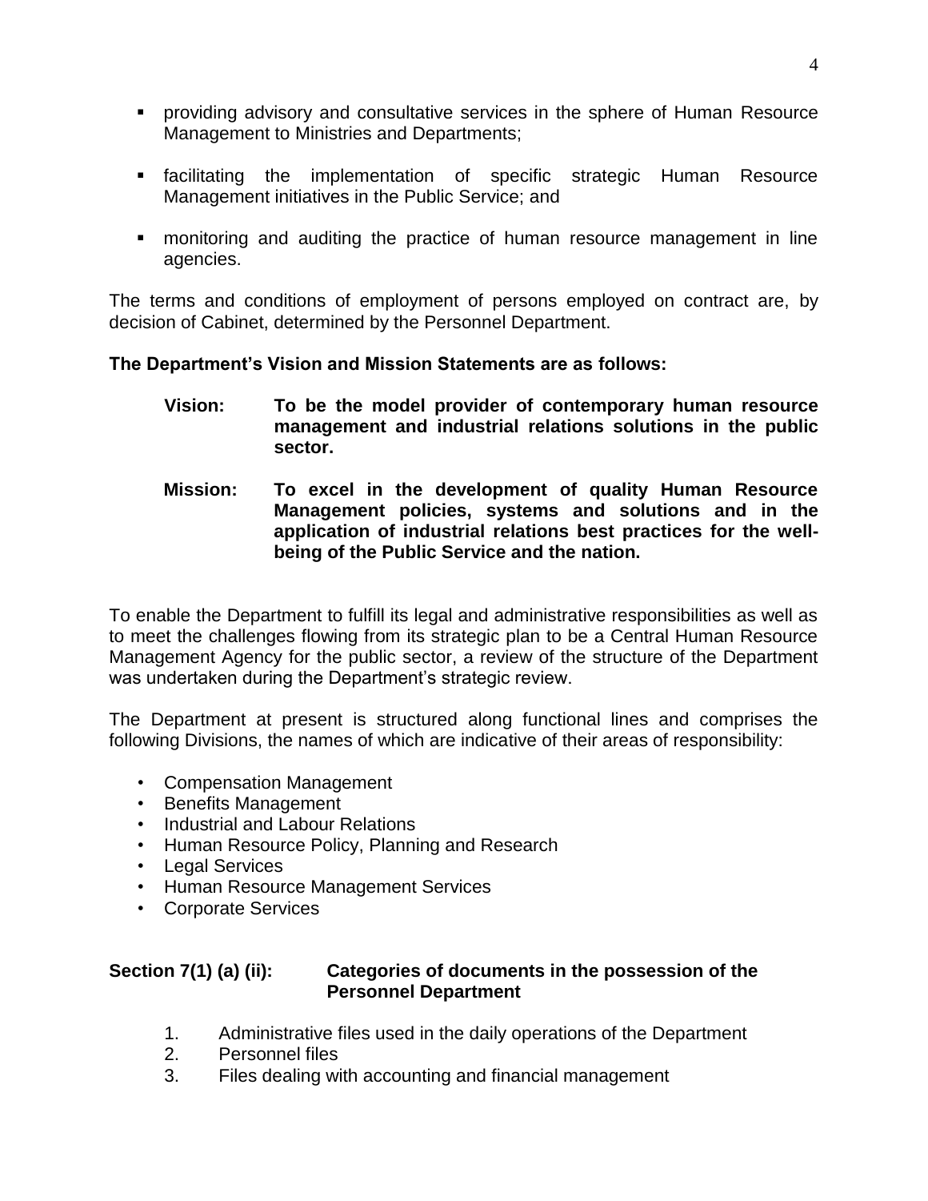- providing advisory and consultative services in the sphere of Human Resource Management to Ministries and Departments;

- facilitating the implementation of specific strategic Human Resource Management initiatives in the Public Service; and

- monitoring and auditing the practice of human resource management in line agencies.

The terms and conditions of employment of persons employed on contract are, by decision of Cabinet, determined by the Personnel Department.

**The Department's Vision and Mission Statements are as follows:**

**Vision:** **To be the model provider of contemporary human resource management and industrial relations solutions in the public sector.**

**Mission:** **To excel in the development of quality Human Resource Management policies, systems and solutions and in the application of industrial relations best practices for the well-being of the Public Service and the nation.**

To enable the Department to fulfill its legal and administrative responsibilities as well as to meet the challenges flowing from its strategic plan to be a Central Human Resource Management Agency for the public sector, a review of the structure of the Department was undertaken during the Department's strategic review.

The Department at present is structured along functional lines and comprises the following Divisions, the names of which are indicative of their areas of responsibility:

- Compensation Management
- Benefits Management
- Industrial and Labour Relations
- Human Resource Policy, Planning and Research
- Legal Services
- Human Resource Management Services
- Corporate Services

**Section 7(1) (a) (ii): Categories of documents in the possession of the Personnel Department**

1. Administrative files used in the daily operations of the Department
2. Personnel files
3. Files dealing with accounting and financial management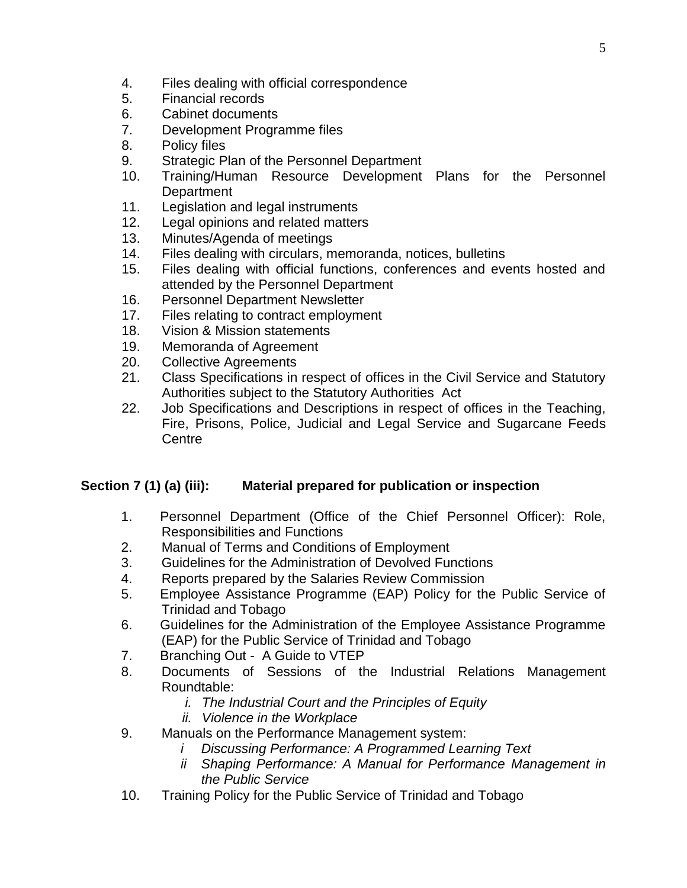4. Files dealing with official correspondence
5. Financial records
6. Cabinet documents
7. Development Programme files
8. Policy files
9. Strategic Plan of the Personnel Department
10. Training/Human Resource Development Plans for the Personnel Department
11. Legislation and legal instruments
12. Legal opinions and related matters
13. Minutes/Agenda of meetings
14. Files dealing with circulars, memoranda, notices, bulletins
15. Files dealing with official functions, conferences and events hosted and attended by the Personnel Department
16. Personnel Department Newsletter
17. Files relating to contract employment
18. Vision & Mission statements
19. Memoranda of Agreement
20. Collective Agreements
21. Class Specifications in respect of offices in the Civil Service and Statutory Authorities subject to the Statutory Authorities Act
22. Job Specifications and Descriptions in respect of offices in the Teaching, Fire, Prisons, Police, Judicial and Legal Service and Sugarcane Feeds Centre

**Section 7 (1) (a) (iii): Material prepared for publication or inspection**

1. Personnel Department (Office of the Chief Personnel Officer): Role, Responsibilities and Functions
2. Manual of Terms and Conditions of Employment
3. Guidelines for the Administration of Devolved Functions
4. Reports prepared by the Salaries Review Commission
5. Employee Assistance Programme (EAP) Policy for the Public Service of Trinidad and Tobago
6. Guidelines for the Administration of the Employee Assistance Programme (EAP) for the Public Service of Trinidad and Tobago
7. Branching Out - A Guide to VTEP
8. Documents of Sessions of the Industrial Relations Management Roundtable:
   i. *The Industrial Court and the Principles of Equity*
   ii. *Violence in the Workplace*
9. Manuals on the Performance Management system:
   i *Discussing Performance: A Programmed Learning Text*
   ii *Shaping Performance: A Manual for Performance Management in the Public Service*
10. Training Policy for the Public Service of Trinidad and Tobago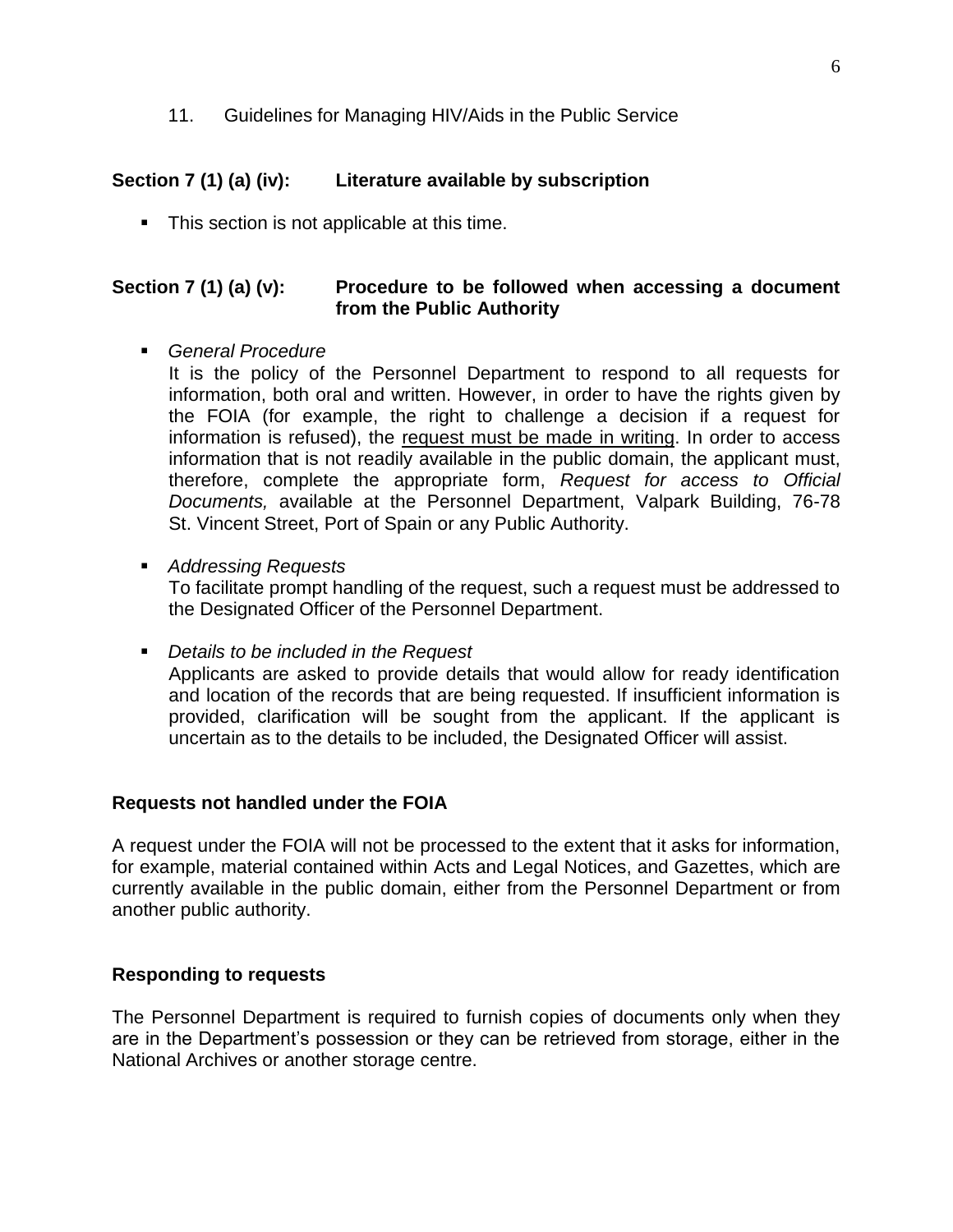11. Guidelines for Managing HIV/Aids in the Public Service

**Section 7 (1) (a) (iv): Literature available by subscription**

- This section is not applicable at this time.

**Section 7 (1) (a) (v): Procedure to be followed when accessing a document from the Public Authority**

- *General Procedure*
  It is the policy of the Personnel Department to respond to all requests for information, both oral and written. However, in order to have the rights given by the FOIA (for example, the right to challenge a decision if a request for information is refused), the <u>request must be made in writing</u>. In order to access information that is not readily available in the public domain, the applicant must, therefore, complete the appropriate form, *Request for access to Official Documents,* available at the Personnel Department, Valpark Building, 76-78 St. Vincent Street, Port of Spain or any Public Authority.

- *Addressing Requests*
  To facilitate prompt handling of the request, such a request must be addressed to the Designated Officer of the Personnel Department.

- *Details to be included in the Request*
  Applicants are asked to provide details that would allow for ready identification and location of the records that are being requested. If insufficient information is provided, clarification will be sought from the applicant. If the applicant is uncertain as to the details to be included, the Designated Officer will assist.

**Requests not handled under the FOIA**

A request under the FOIA will not be processed to the extent that it asks for information, for example, material contained within Acts and Legal Notices, and Gazettes, which are currently available in the public domain, either from the Personnel Department or from another public authority.

**Responding to requests**

The Personnel Department is required to furnish copies of documents only when they are in the Department's possession or they can be retrieved from storage, either in the National Archives or another storage centre.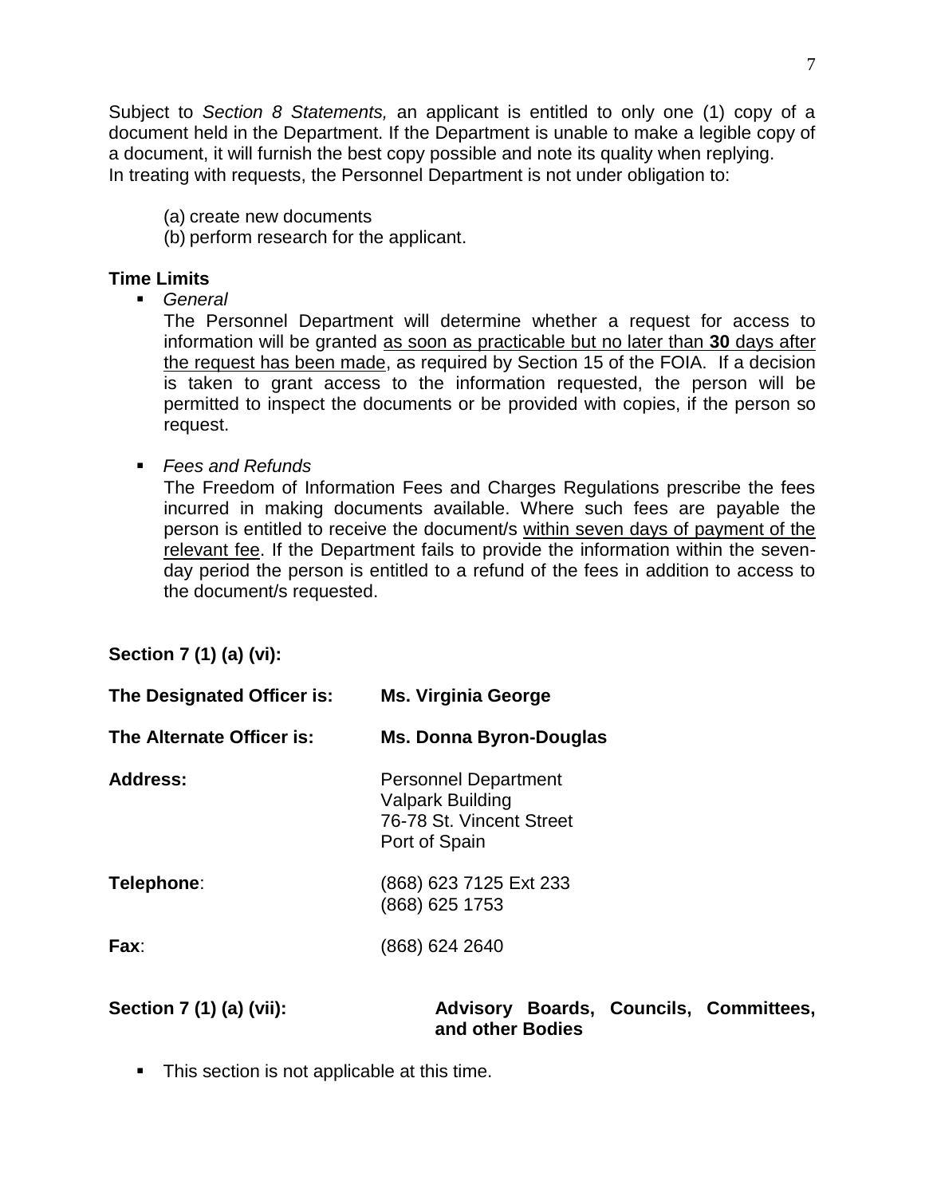Subject to *Section 8 Statements,* an applicant is entitled to only one (1) copy of a document held in the Department. If the Department is unable to make a legible copy of a document, it will furnish the best copy possible and note its quality when replying.
In treating with requests, the Personnel Department is not under obligation to:

(a) create new documents
(b) perform research for the applicant.

**Time Limits**

- *General*

  The Personnel Department will determine whether a request for access to information will be granted <u>as soon as practicable but no later than **30** days after the request has been made</u>, as required by Section 15 of the FOIA. If a decision is taken to grant access to the information requested, the person will be permitted to inspect the documents or be provided with copies, if the person so request.

- *Fees and Refunds*

  The Freedom of Information Fees and Charges Regulations prescribe the fees incurred in making documents available. Where such fees are payable the person is entitled to receive the document/s <u>within seven days of payment of the relevant fee</u>. If the Department fails to provide the information within the seven-day period the person is entitled to a refund of the fees in addition to access to the document/s requested.

**Section 7 (1) (a) (vi):**

**The Designated Officer is:** **Ms. Virginia George**

**The Alternate Officer is:** **Ms. Donna Byron-Douglas**

**Address:**
Personnel Department
Valpark Building
76-78 St. Vincent Street
Port of Spain

**Telephone**:
(868) 623 7125 Ext 233
(868) 625 1753

**Fax**: (868) 624 2640

**Section 7 (1) (a) (vii):** **Advisory Boards, Councils, Committees, and other Bodies**

- This section is not applicable at this time.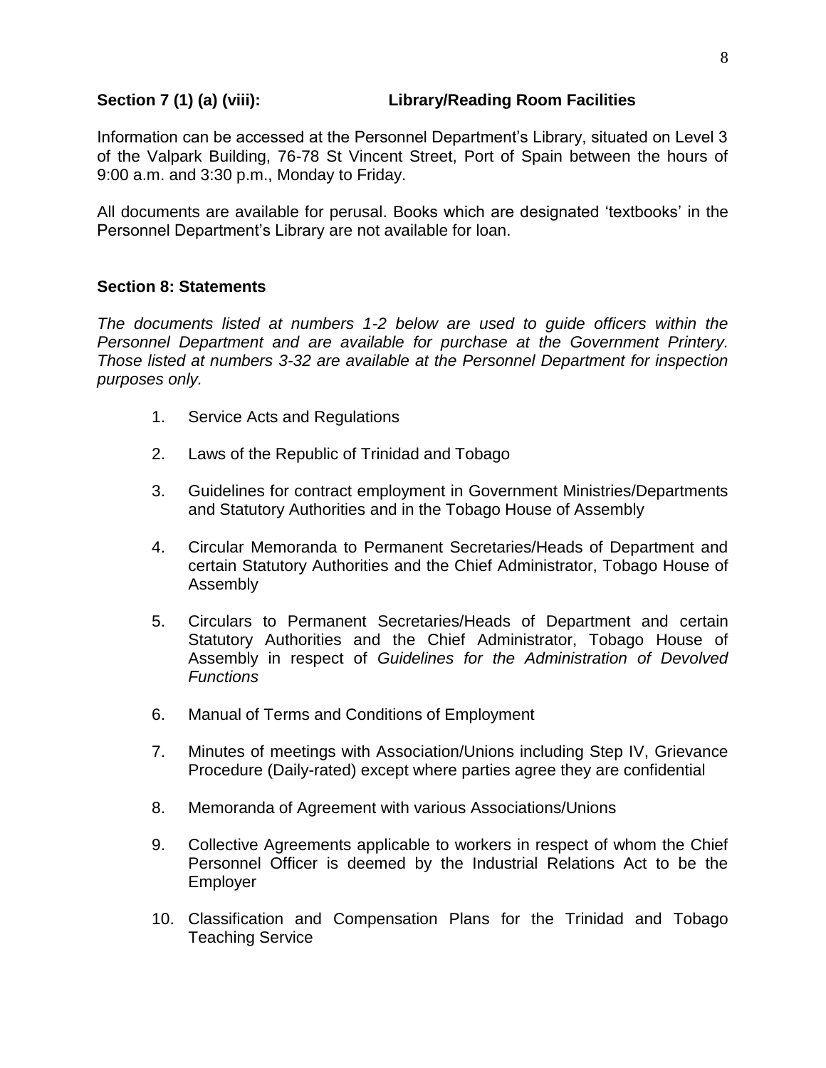**Section 7 (1) (a) (viii): Library/Reading Room Facilities**

Information can be accessed at the Personnel Department's Library, situated on Level 3 of the Valpark Building, 76-78 St Vincent Street, Port of Spain between the hours of 9:00 a.m. and 3:30 p.m., Monday to Friday.

All documents are available for perusal. Books which are designated 'textbooks' in the Personnel Department's Library are not available for loan.

**Section 8: Statements**

*The documents listed at numbers 1-2 below are used to guide officers within the Personnel Department and are available for purchase at the Government Printery. Those listed at numbers 3-32 are available at the Personnel Department for inspection purposes only.*

1. Service Acts and Regulations
2. Laws of the Republic of Trinidad and Tobago
3. Guidelines for contract employment in Government Ministries/Departments and Statutory Authorities and in the Tobago House of Assembly
4. Circular Memoranda to Permanent Secretaries/Heads of Department and certain Statutory Authorities and the Chief Administrator, Tobago House of Assembly
5. Circulars to Permanent Secretaries/Heads of Department and certain Statutory Authorities and the Chief Administrator, Tobago House of Assembly in respect of *Guidelines for the Administration of Devolved Functions*
6. Manual of Terms and Conditions of Employment
7. Minutes of meetings with Association/Unions including Step IV, Grievance Procedure (Daily-rated) except where parties agree they are confidential
8. Memoranda of Agreement with various Associations/Unions
9. Collective Agreements applicable to workers in respect of whom the Chief Personnel Officer is deemed by the Industrial Relations Act to be the Employer
10. Classification and Compensation Plans for the Trinidad and Tobago Teaching Service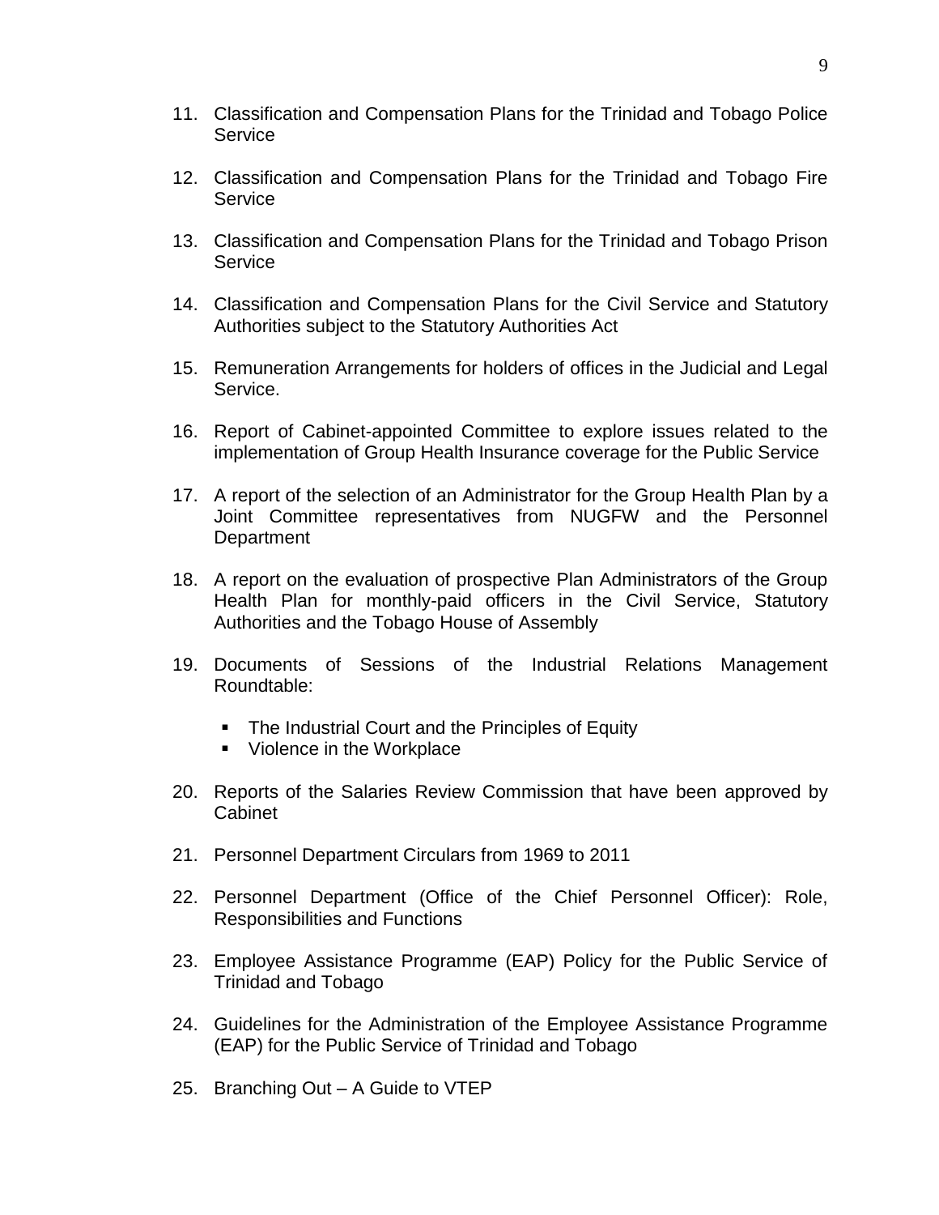11. Classification and Compensation Plans for the Trinidad and Tobago Police Service

12. Classification and Compensation Plans for the Trinidad and Tobago Fire Service

13. Classification and Compensation Plans for the Trinidad and Tobago Prison Service

14. Classification and Compensation Plans for the Civil Service and Statutory Authorities subject to the Statutory Authorities Act

15. Remuneration Arrangements for holders of offices in the Judicial and Legal Service.

16. Report of Cabinet-appointed Committee to explore issues related to the implementation of Group Health Insurance coverage for the Public Service

17. A report of the selection of an Administrator for the Group Health Plan by a Joint Committee representatives from NUGFW and the Personnel Department

18. A report on the evaluation of prospective Plan Administrators of the Group Health Plan for monthly-paid officers in the Civil Service, Statutory Authorities and the Tobago House of Assembly

19. Documents of Sessions of the Industrial Relations Management Roundtable:

    - The Industrial Court and the Principles of Equity
    - Violence in the Workplace

20. Reports of the Salaries Review Commission that have been approved by Cabinet

21. Personnel Department Circulars from 1969 to 2011

22. Personnel Department (Office of the Chief Personnel Officer): Role, Responsibilities and Functions

23. Employee Assistance Programme (EAP) Policy for the Public Service of Trinidad and Tobago

24. Guidelines for the Administration of the Employee Assistance Programme (EAP) for the Public Service of Trinidad and Tobago

25. Branching Out – A Guide to VTEP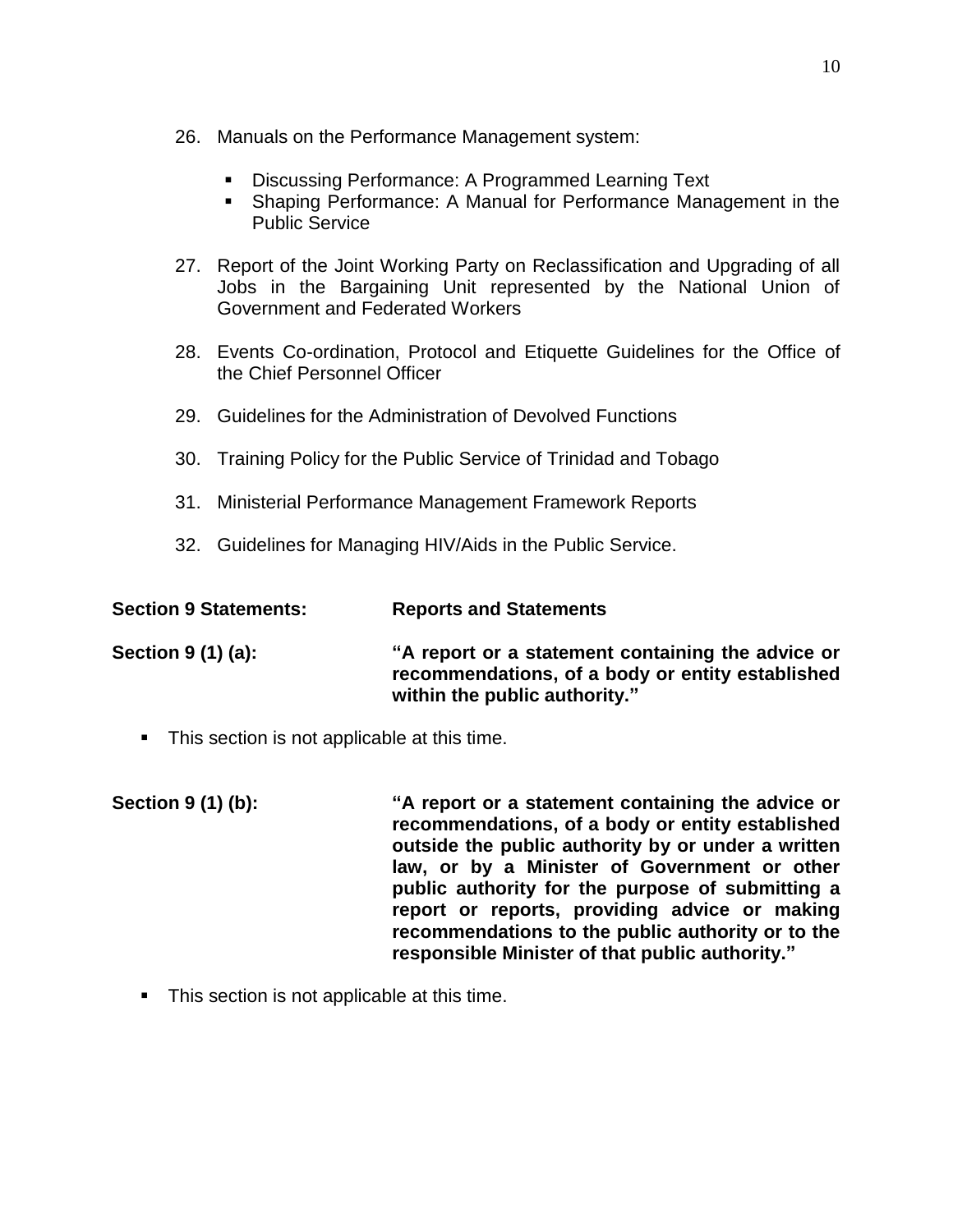26. Manuals on the Performance Management system:

    - Discussing Performance: A Programmed Learning Text
    - Shaping Performance: A Manual for Performance Management in the Public Service

27. Report of the Joint Working Party on Reclassification and Upgrading of all Jobs in the Bargaining Unit represented by the National Union of Government and Federated Workers

28. Events Co-ordination, Protocol and Etiquette Guidelines for the Office of the Chief Personnel Officer

29. Guidelines for the Administration of Devolved Functions

30. Training Policy for the Public Service of Trinidad and Tobago

31. Ministerial Performance Management Framework Reports

32. Guidelines for Managing HIV/Aids in the Public Service.

**Section 9 Statements: Reports and Statements**

**Section 9 (1) (a): "A report or a statement containing the advice or recommendations, of a body or entity established within the public authority."**

- This section is not applicable at this time.

**Section 9 (1) (b): "A report or a statement containing the advice or recommendations, of a body or entity established outside the public authority by or under a written law, or by a Minister of Government or other public authority for the purpose of submitting a report or reports, providing advice or making recommendations to the public authority or to the responsible Minister of that public authority."**

- This section is not applicable at this time.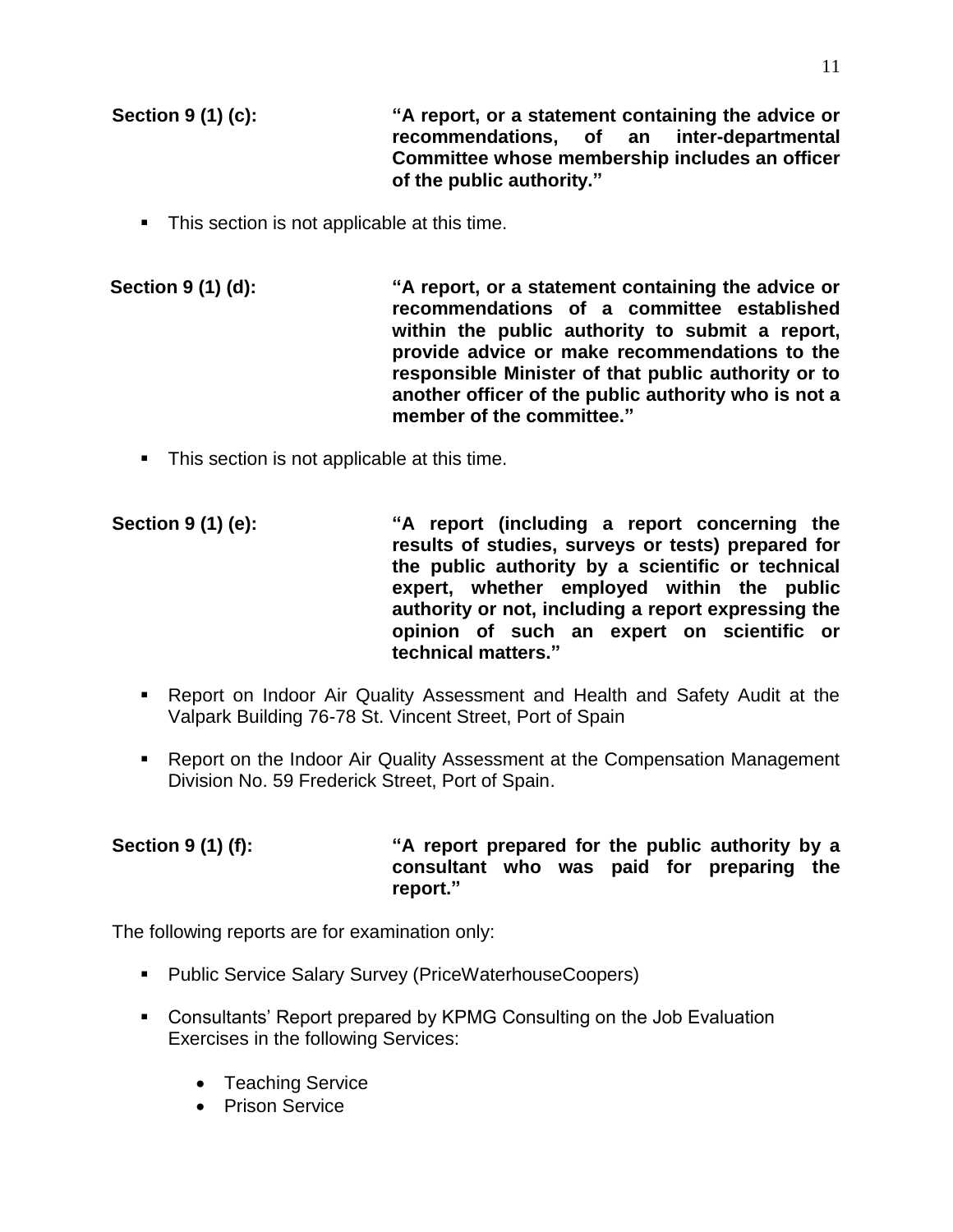**Section 9 (1) (c):** **"A report, or a statement containing the advice or recommendations, of an inter-departmental Committee whose membership includes an officer of the public authority."**

- This section is not applicable at this time.

**Section 9 (1) (d):** **"A report, or a statement containing the advice or recommendations of a committee established within the public authority to submit a report, provide advice or make recommendations to the responsible Minister of that public authority or to another officer of the public authority who is not a member of the committee."**

- This section is not applicable at this time.

**Section 9 (1) (e):** **"A report (including a report concerning the results of studies, surveys or tests) prepared for the public authority by a scientific or technical expert, whether employed within the public authority or not, including a report expressing the opinion of such an expert on scientific or technical matters."**

- Report on Indoor Air Quality Assessment and Health and Safety Audit at the Valpark Building 76-78 St. Vincent Street, Port of Spain
- Report on the Indoor Air Quality Assessment at the Compensation Management Division No. 59 Frederick Street, Port of Spain.

**Section 9 (1) (f):** **"A report prepared for the public authority by a consultant who was paid for preparing the report."**

The following reports are for examination only:

- Public Service Salary Survey (PriceWaterhouseCoopers)
- Consultants' Report prepared by KPMG Consulting on the Job Evaluation Exercises in the following Services:
  - Teaching Service
  - Prison Service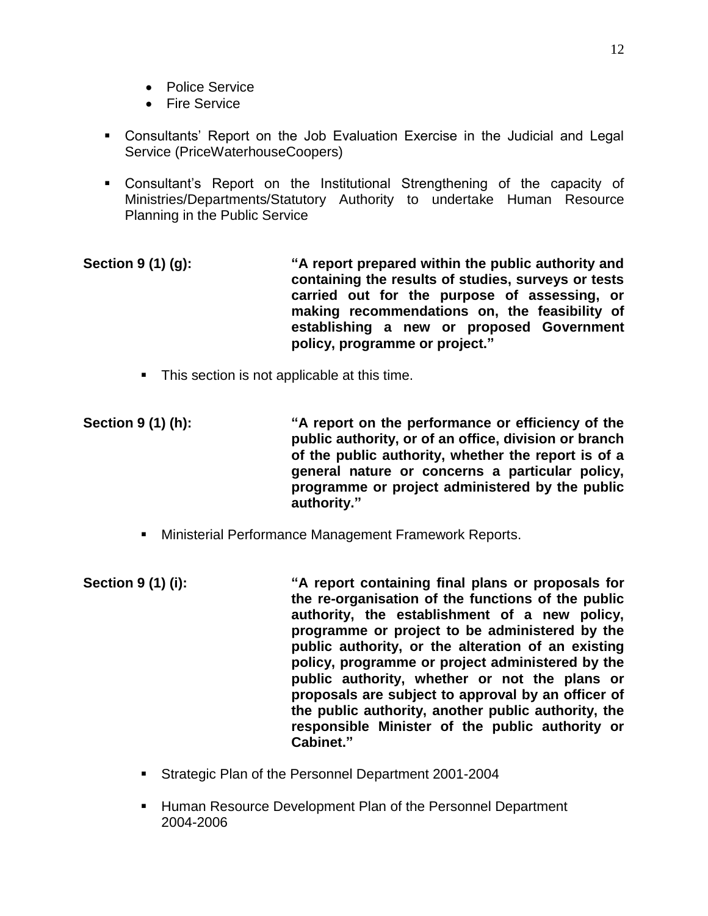- Police Service
- Fire Service

- Consultants' Report on the Job Evaluation Exercise in the Judicial and Legal Service (PriceWaterhouseCoopers)

- Consultant's Report on the Institutional Strengthening of the capacity of Ministries/Departments/Statutory Authority to undertake Human Resource Planning in the Public Service

**Section 9 (1) (g):** **"A report prepared within the public authority and containing the results of studies, surveys or tests carried out for the purpose of assessing, or making recommendations on, the feasibility of establishing a new or proposed Government policy, programme or project."**

- This section is not applicable at this time.

**Section 9 (1) (h):** **"A report on the performance or efficiency of the public authority, or of an office, division or branch of the public authority, whether the report is of a general nature or concerns a particular policy, programme or project administered by the public authority."**

- Ministerial Performance Management Framework Reports.

**Section 9 (1) (i):** **"A report containing final plans or proposals for the re-organisation of the functions of the public authority, the establishment of a new policy, programme or project to be administered by the public authority, or the alteration of an existing policy, programme or project administered by the public authority, whether or not the plans or proposals are subject to approval by an officer of the public authority, another public authority, the responsible Minister of the public authority or Cabinet."**

- Strategic Plan of the Personnel Department 2001-2004

- Human Resource Development Plan of the Personnel Department 2004-2006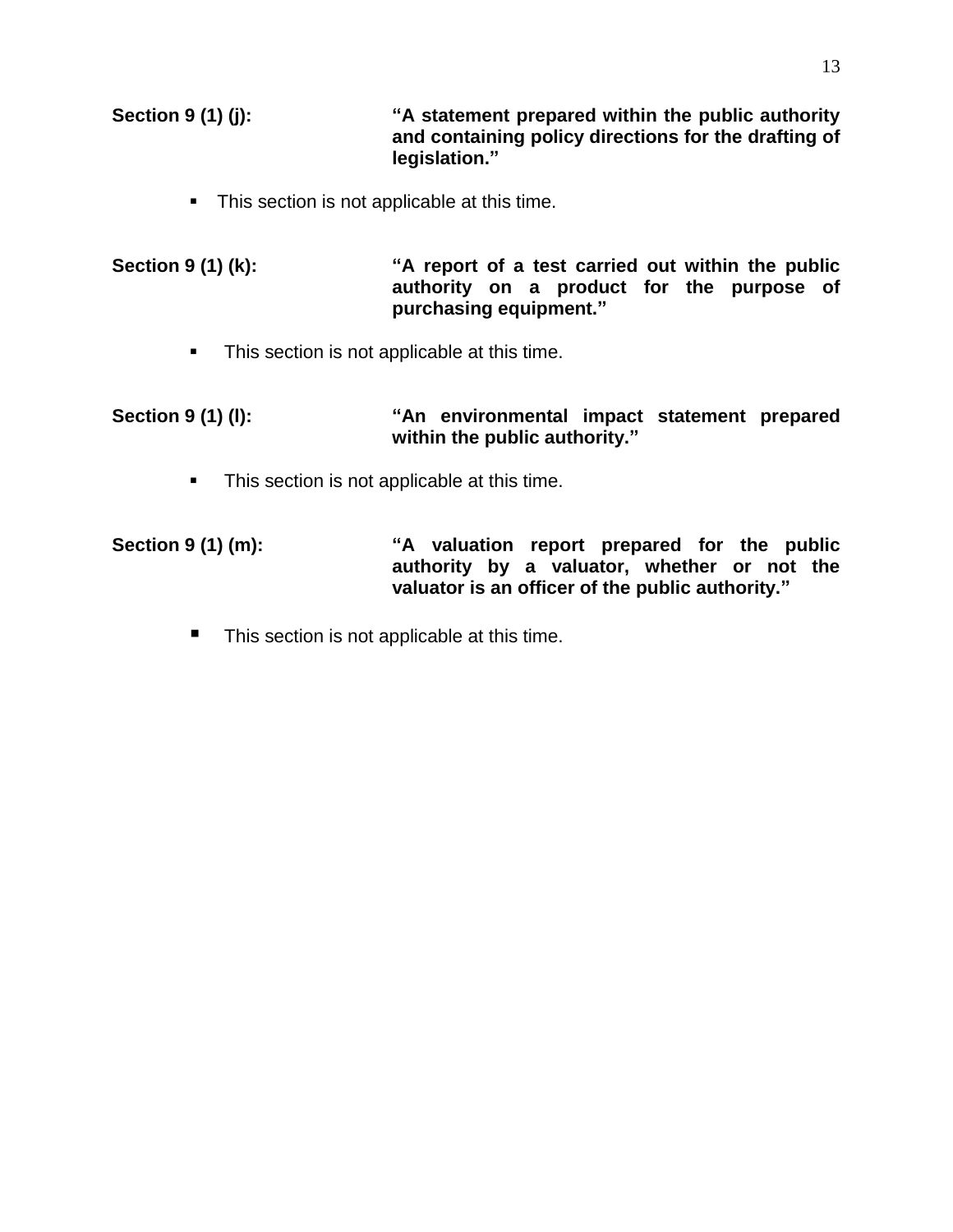**Section 9 (1) (j):** **"A statement prepared within the public authority and containing policy directions for the drafting of legislation."**

- This section is not applicable at this time.

**Section 9 (1) (k):** **"A report of a test carried out within the public authority on a product for the purpose of purchasing equipment."**

- This section is not applicable at this time.

**Section 9 (1) (l):** **"An environmental impact statement prepared within the public authority."**

- This section is not applicable at this time.

**Section 9 (1) (m):** **"A valuation report prepared for the public authority by a valuator, whether or not the valuator is an officer of the public authority."**

- This section is not applicable at this time.